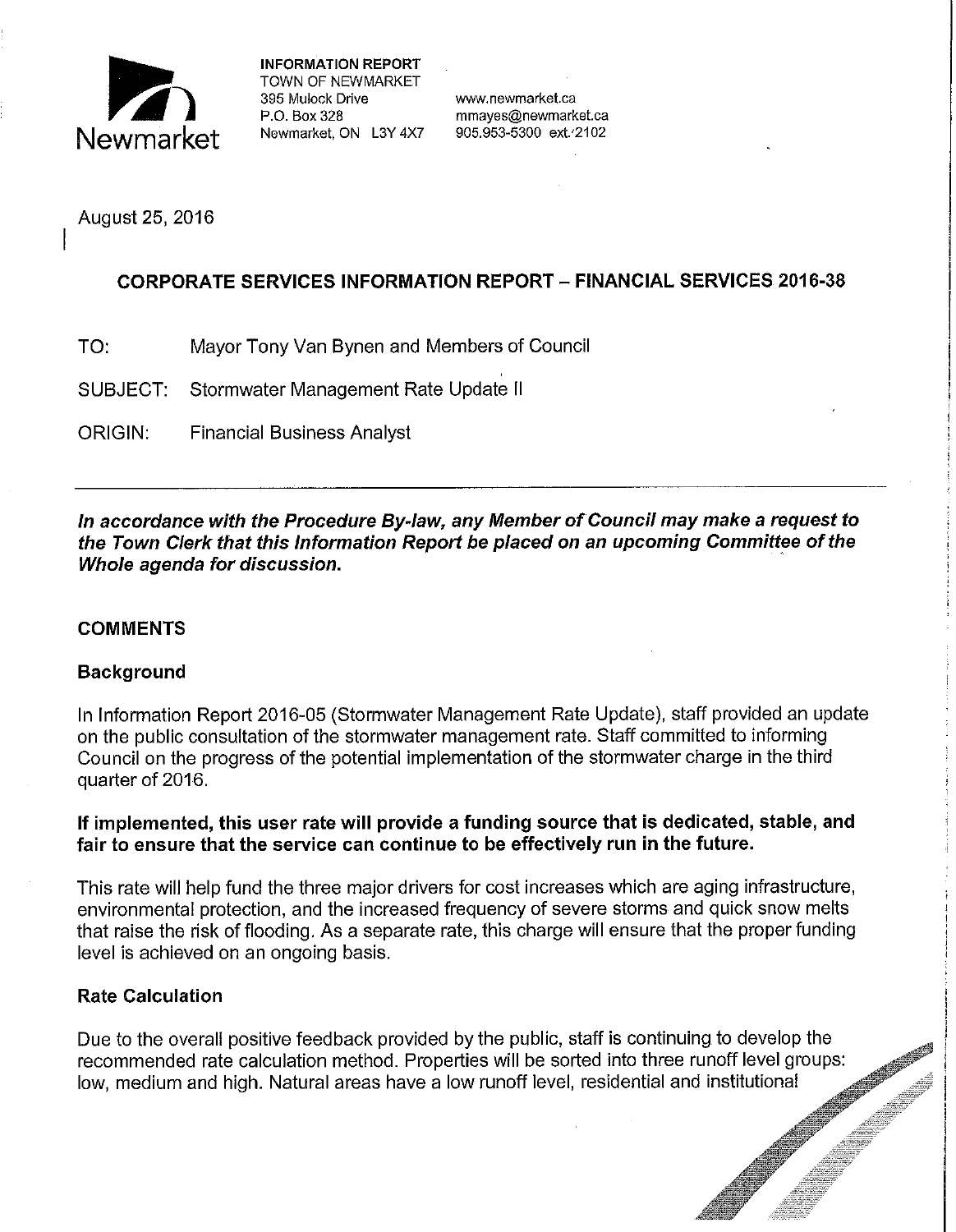Newmarket

**INFORMATION REPORT**
TOWN OF NEWMARKET
395 Mulock Drive
P.O. Box 328
Newmarket, ON L3Y 4X7

www.newmarket.ca
mmayes@newmarket.ca
905.953-5300 ext. 2102

August 25, 2016

## CORPORATE SERVICES INFORMATION REPORT – FINANCIAL SERVICES 2016-38

TO: Mayor Tony Van Bynen and Members of Council

SUBJECT: Stormwater Management Rate Update II

ORIGIN: Financial Business Analyst

---

***In accordance with the Procedure By-law, any Member of Council may make a request to the Town Clerk that this Information Report be placed on an upcoming Committee of the Whole agenda for discussion.***

### COMMENTS

### Background

In Information Report 2016-05 (Stormwater Management Rate Update), staff provided an update on the public consultation of the stormwater management rate. Staff committed to informing Council on the progress of the potential implementation of the stormwater charge in the third quarter of 2016.

**If implemented, this user rate will provide a funding source that is dedicated, stable, and fair to ensure that the service can continue to be effectively run in the future.**

This rate will help fund the three major drivers for cost increases which are aging infrastructure, environmental protection, and the increased frequency of severe storms and quick snow melts that raise the risk of flooding. As a separate rate, this charge will ensure that the proper funding level is achieved on an ongoing basis.

### Rate Calculation

Due to the overall positive feedback provided by the public, staff is continuing to develop the recommended rate calculation method. Properties will be sorted into three runoff level groups: low, medium and high. Natural areas have a low runoff level, residential and institutional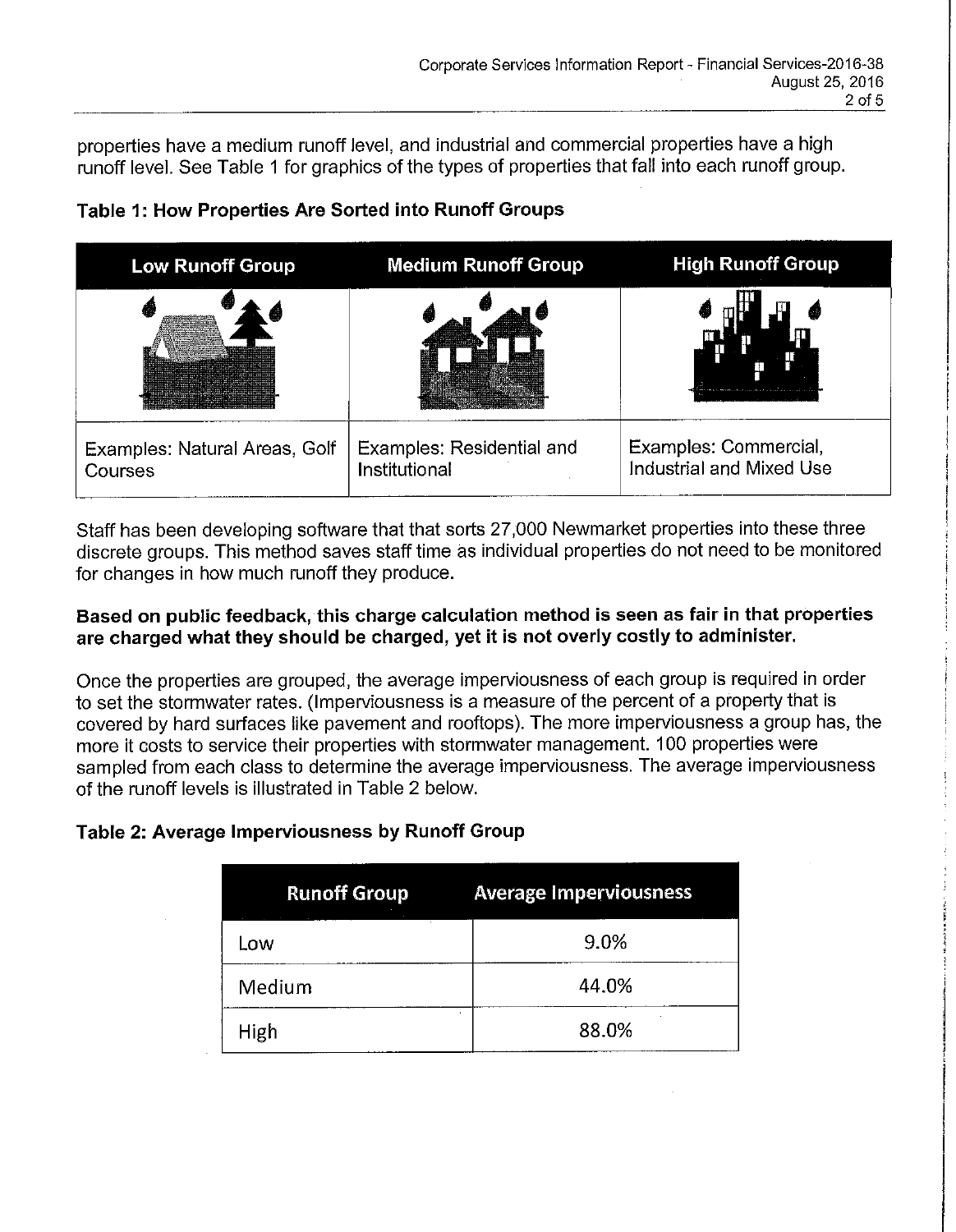properties have a medium runoff level, and industrial and commercial properties have a high runoff level. See Table 1 for graphics of the types of properties that fall into each runoff group.

**Table 1: How Properties Are Sorted into Runoff Groups**

| Low Runoff Group | Medium Runoff Group | High Runoff Group |
|---|---|---|
| | | |
| Examples: Natural Areas, Golf Courses | Examples: Residential and Institutional | Examples: Commercial, Industrial and Mixed Use |

Staff has been developing software that that sorts 27,000 Newmarket properties into these three discrete groups. This method saves staff time as individual properties do not need to be monitored for changes in how much runoff they produce.

**Based on public feedback, this charge calculation method is seen as fair in that properties are charged what they should be charged, yet it is not overly costly to administer.**

Once the properties are grouped, the average imperviousness of each group is required in order to set the stormwater rates. (Imperviousness is a measure of the percent of a property that is covered by hard surfaces like pavement and rooftops). The more imperviousness a group has, the more it costs to service their properties with stormwater management. 100 properties were sampled from each class to determine the average imperviousness. The average imperviousness of the runoff levels is illustrated in Table 2 below.

**Table 2: Average Imperviousness by Runoff Group**

| Runoff Group | Average Imperviousness |
|---|---|
| Low | 9.0% |
| Medium | 44.0% |
| High | 88.0% |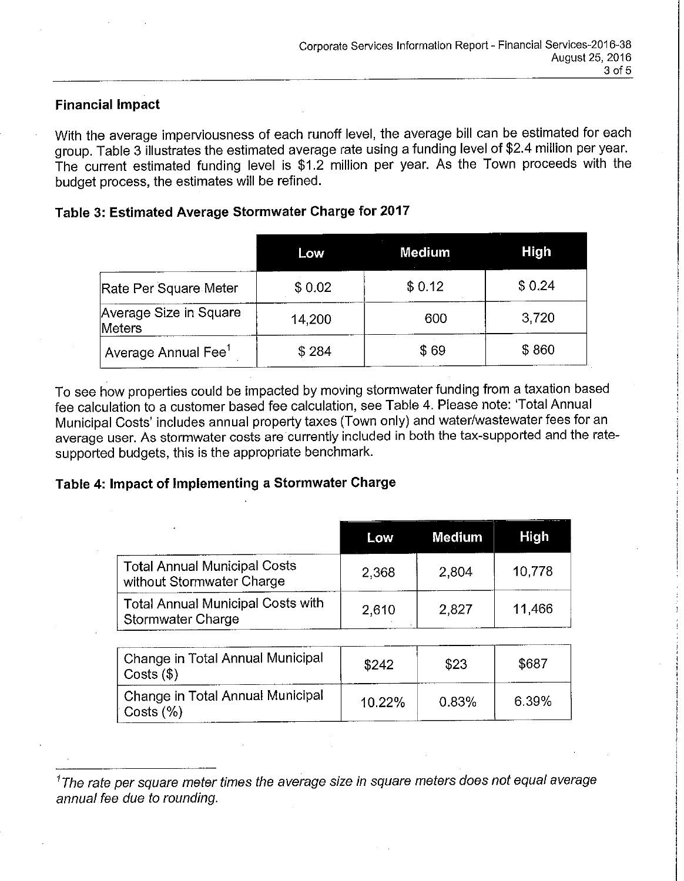## Financial Impact

With the average imperviousness of each runoff level, the average bill can be estimated for each group. Table 3 illustrates the estimated average rate using a funding level of $2.4 million per year. The current estimated funding level is $1.2 million per year. As the Town proceeds with the budget process, the estimates will be refined.

**Table 3: Estimated Average Stormwater Charge for 2017**

| | Low | Medium | High |
|---|---|---|---|
| Rate Per Square Meter | $ 0.02 | $ 0.12 | $ 0.24 |
| Average Size in Square Meters | 14,200 | 600 | 3,720 |
| Average Annual Fee[1] | $ 284 | $ 69 | $ 860 |

To see how properties could be impacted by moving stormwater funding from a taxation based fee calculation to a customer based fee calculation, see Table 4. Please note: 'Total Annual Municipal Costs' includes annual property taxes (Town only) and water/wastewater fees for an average user. As stormwater costs are currently included in both the tax-supported and the rate-supported budgets, this is the appropriate benchmark.

**Table 4: Impact of Implementing a Stormwater Charge**

| | Low | Medium | High |
|---|---|---|---|
| Total Annual Municipal Costs without Stormwater Charge | 2,368 | 2,804 | 10,778 |
| Total Annual Municipal Costs with Stormwater Charge | 2,610 | 2,827 | 11,466 |
| Change in Total Annual Municipal Costs ($) | $242 | $23 | $687 |
| Change in Total Annual Municipal Costs (%) | 10.22% | 0.83% | 6.39% |

[1] *The rate per square meter times the average size in square meters does not equal average annual fee due to rounding.*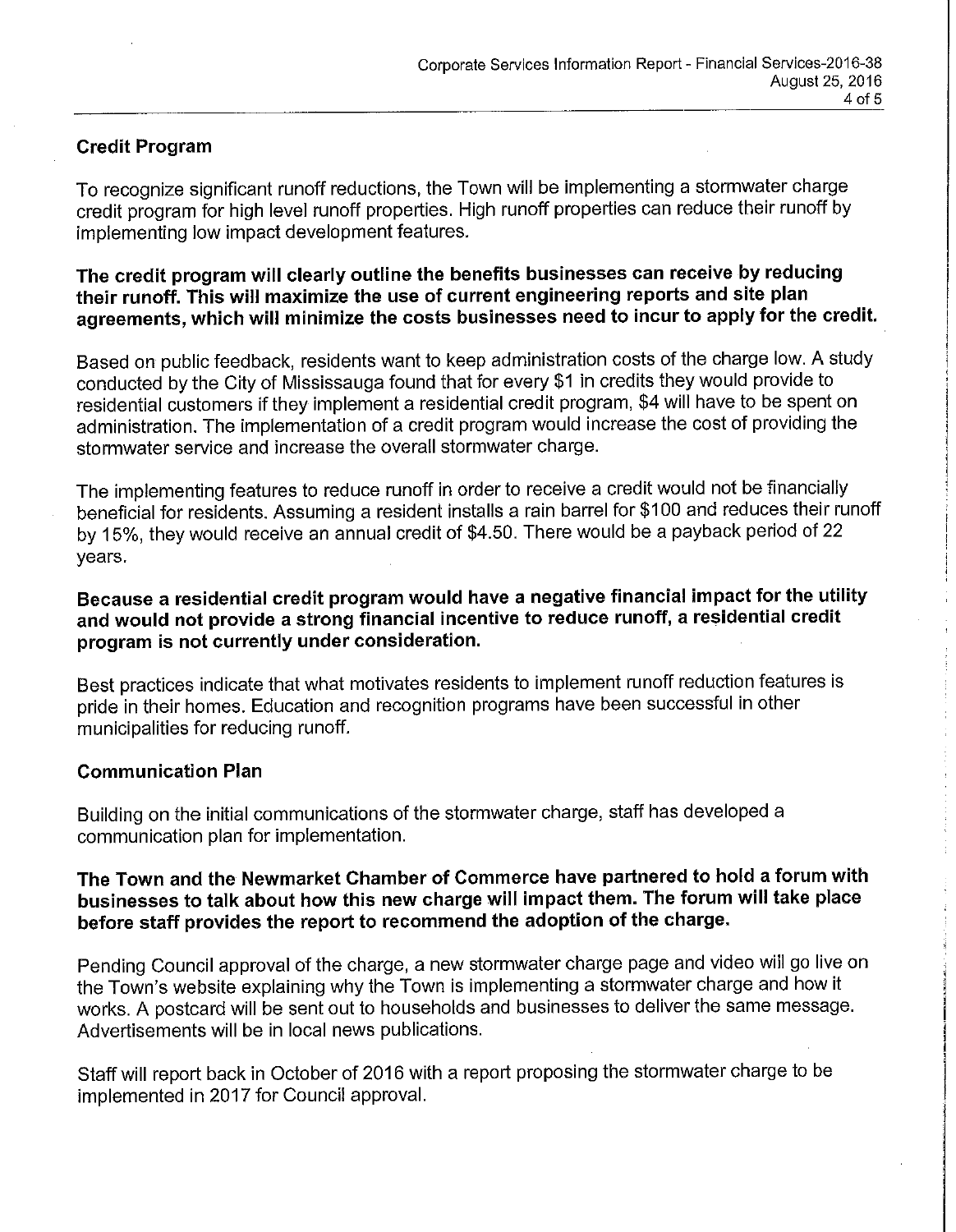## Credit Program

To recognize significant runoff reductions, the Town will be implementing a stormwater charge credit program for high level runoff properties. High runoff properties can reduce their runoff by implementing low impact development features.

**The credit program will clearly outline the benefits businesses can receive by reducing their runoff. This will maximize the use of current engineering reports and site plan agreements, which will minimize the costs businesses need to incur to apply for the credit.**

Based on public feedback, residents want to keep administration costs of the charge low. A study conducted by the City of Mississauga found that for every $1 in credits they would provide to residential customers if they implement a residential credit program, $4 will have to be spent on administration. The implementation of a credit program would increase the cost of providing the stormwater service and increase the overall stormwater charge.

The implementing features to reduce runoff in order to receive a credit would not be financially beneficial for residents. Assuming a resident installs a rain barrel for $100 and reduces their runoff by 15%, they would receive an annual credit of $4.50. There would be a payback period of 22 years.

**Because a residential credit program would have a negative financial impact for the utility and would not provide a strong financial incentive to reduce runoff, a residential credit program is not currently under consideration.**

Best practices indicate that what motivates residents to implement runoff reduction features is pride in their homes. Education and recognition programs have been successful in other municipalities for reducing runoff.

## Communication Plan

Building on the initial communications of the stormwater charge, staff has developed a communication plan for implementation.

**The Town and the Newmarket Chamber of Commerce have partnered to hold a forum with businesses to talk about how this new charge will impact them. The forum will take place before staff provides the report to recommend the adoption of the charge.**

Pending Council approval of the charge, a new stormwater charge page and video will go live on the Town's website explaining why the Town is implementing a stormwater charge and how it works. A postcard will be sent out to households and businesses to deliver the same message. Advertisements will be in local news publications.

Staff will report back in October of 2016 with a report proposing the stormwater charge to be implemented in 2017 for Council approval.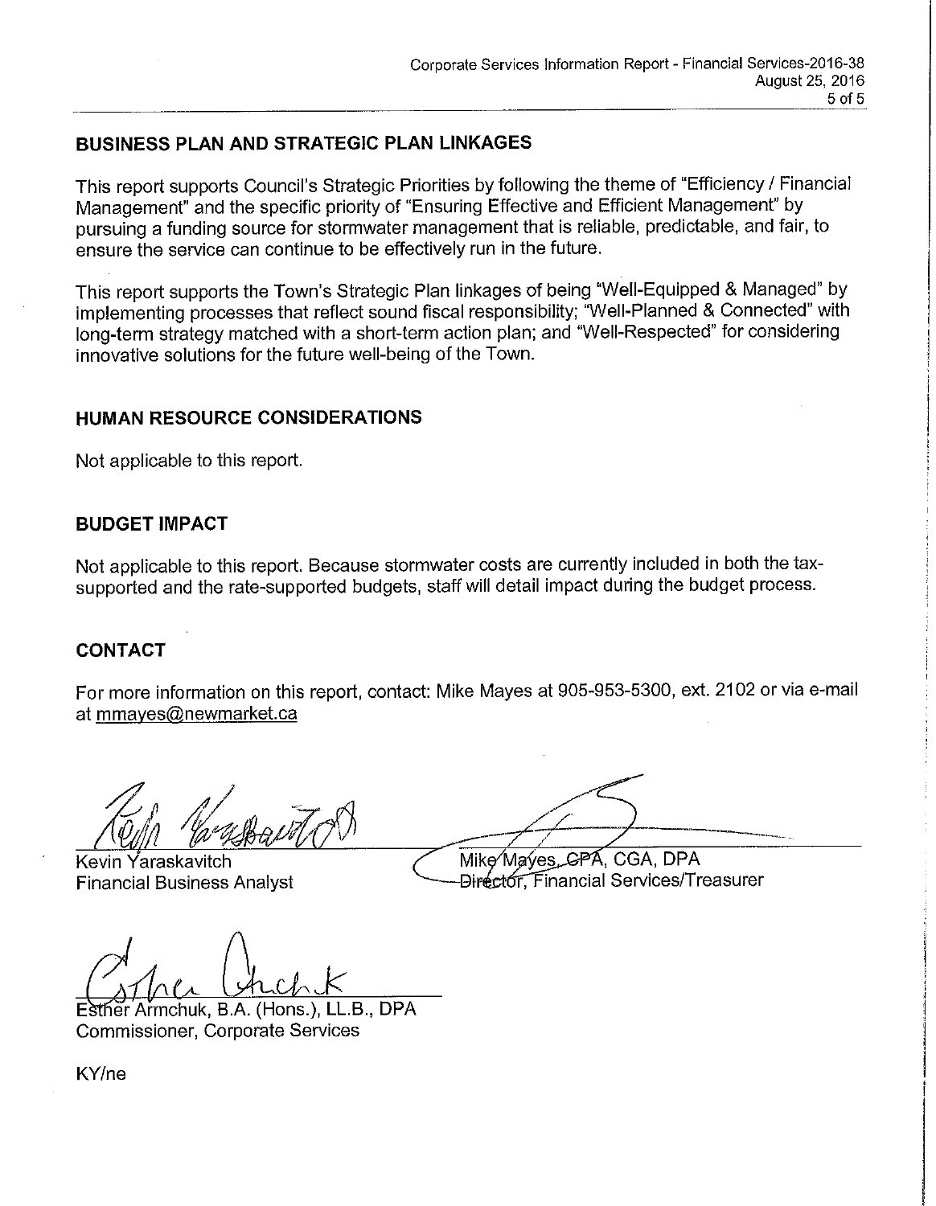## BUSINESS PLAN AND STRATEGIC PLAN LINKAGES

This report supports Council's Strategic Priorities by following the theme of "Efficiency / Financial Management" and the specific priority of "Ensuring Effective and Efficient Management" by pursuing a funding source for stormwater management that is reliable, predictable, and fair, to ensure the service can continue to be effectively run in the future.

This report supports the Town's Strategic Plan linkages of being "Well-Equipped & Managed" by implementing processes that reflect sound fiscal responsibility; "Well-Planned & Connected" with long-term strategy matched with a short-term action plan; and "Well-Respected" for considering innovative solutions for the future well-being of the Town.

## HUMAN RESOURCE CONSIDERATIONS

Not applicable to this report.

## BUDGET IMPACT

Not applicable to this report. Because stormwater costs are currently included in both the tax-supported and the rate-supported budgets, staff will detail impact during the budget process.

## CONTACT

For more information on this report, contact: Mike Mayes at 905-953-5300, ext. 2102 or via e-mail at mmayes@newmarket.ca

Kevin Yaraskavitch
Financial Business Analyst

Mike Mayes, CPA, CGA, DPA
Director, Financial Services/Treasurer

Esther Armchuk, B.A. (Hons.), LL.B., DPA
Commissioner, Corporate Services

KY/ne